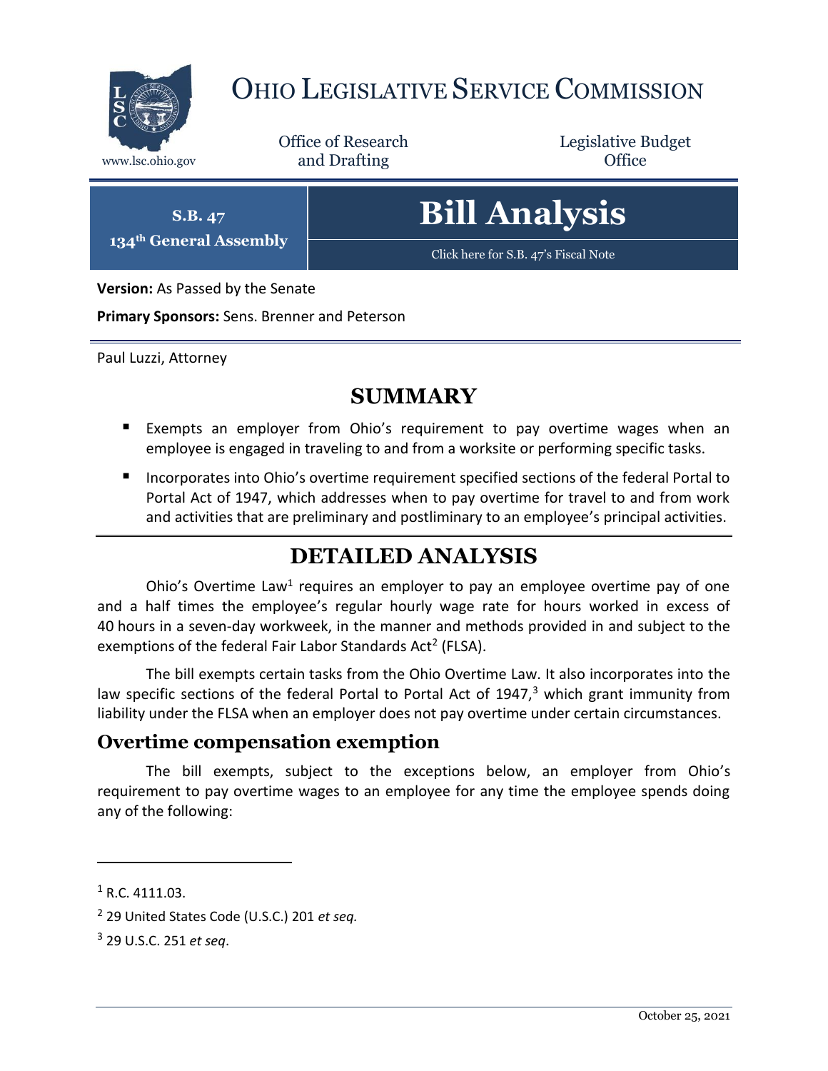# OHIO LEGISLATIVE SERVICE COMMISSION

www.lsc.ohio.gov

Office of Research and Drafting

Legislative Budget Office

**S.B. 47**
**134th General Assembly**

# Bill Analysis

Click here for S.B. 47's Fiscal Note

**Version:** As Passed by the Senate

**Primary Sponsors:** Sens. Brenner and Peterson

Paul Luzzi, Attorney

## SUMMARY

- Exempts an employer from Ohio's requirement to pay overtime wages when an employee is engaged in traveling to and from a worksite or performing specific tasks.
- Incorporates into Ohio's overtime requirement specified sections of the federal Portal to Portal Act of 1947, which addresses when to pay overtime for travel to and from work and activities that are preliminary and postliminary to an employee's principal activities.

## DETAILED ANALYSIS

Ohio's Overtime Law[1] requires an employer to pay an employee overtime pay of one and a half times the employee's regular hourly wage rate for hours worked in excess of 40 hours in a seven-day workweek, in the manner and methods provided in and subject to the exemptions of the federal Fair Labor Standards Act[2] (FLSA).

The bill exempts certain tasks from the Ohio Overtime Law. It also incorporates into the law specific sections of the federal Portal to Portal Act of 1947,[3] which grant immunity from liability under the FLSA when an employer does not pay overtime under certain circumstances.

### Overtime compensation exemption

The bill exempts, subject to the exceptions below, an employer from Ohio's requirement to pay overtime wages to an employee for any time the employee spends doing any of the following:

---

[1] R.C. 4111.03.

[2] 29 United States Code (U.S.C.) 201 *et seq.*

[3] 29 U.S.C. 251 *et seq*.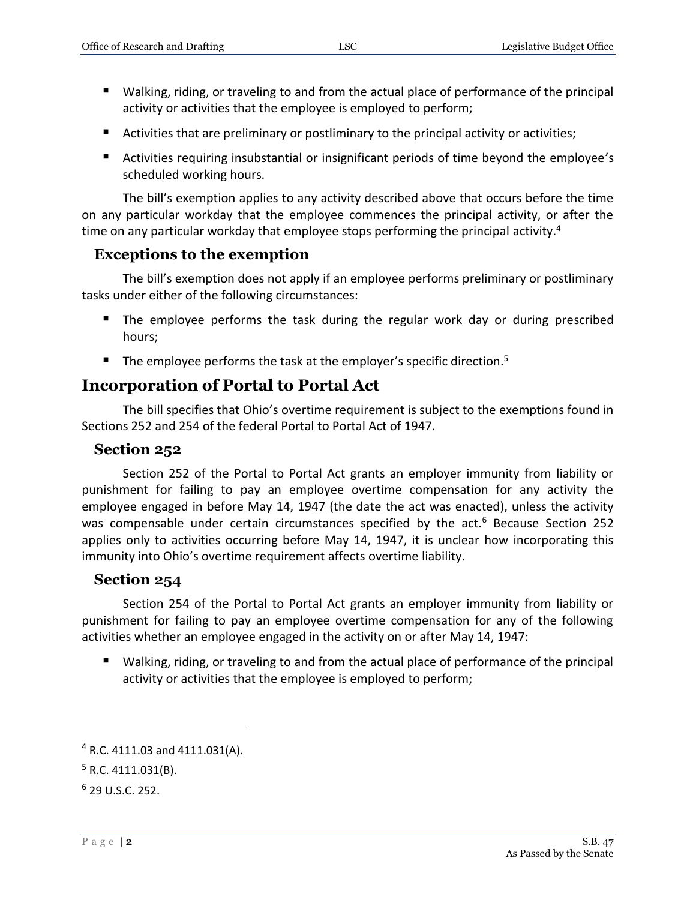- Walking, riding, or traveling to and from the actual place of performance of the principal activity or activities that the employee is employed to perform;
- Activities that are preliminary or postliminary to the principal activity or activities;
- Activities requiring insubstantial or insignificant periods of time beyond the employee's scheduled working hours.

The bill's exemption applies to any activity described above that occurs before the time on any particular workday that the employee commences the principal activity, or after the time on any particular workday that employee stops performing the principal activity.[4]

### Exceptions to the exemption

The bill's exemption does not apply if an employee performs preliminary or postliminary tasks under either of the following circumstances:

- The employee performs the task during the regular work day or during prescribed hours;
- The employee performs the task at the employer's specific direction.[5]

## Incorporation of Portal to Portal Act

The bill specifies that Ohio's overtime requirement is subject to the exemptions found in Sections 252 and 254 of the federal Portal to Portal Act of 1947.

### Section 252

Section 252 of the Portal to Portal Act grants an employer immunity from liability or punishment for failing to pay an employee overtime compensation for any activity the employee engaged in before May 14, 1947 (the date the act was enacted), unless the activity was compensable under certain circumstances specified by the act.[6] Because Section 252 applies only to activities occurring before May 14, 1947, it is unclear how incorporating this immunity into Ohio's overtime requirement affects overtime liability.

### Section 254

Section 254 of the Portal to Portal Act grants an employer immunity from liability or punishment for failing to pay an employee overtime compensation for any of the following activities whether an employee engaged in the activity on or after May 14, 1947:

- Walking, riding, or traveling to and from the actual place of performance of the principal activity or activities that the employee is employed to perform;

---

[4] R.C. 4111.03 and 4111.031(A).

[5] R.C. 4111.031(B).

[6] 29 U.S.C. 252.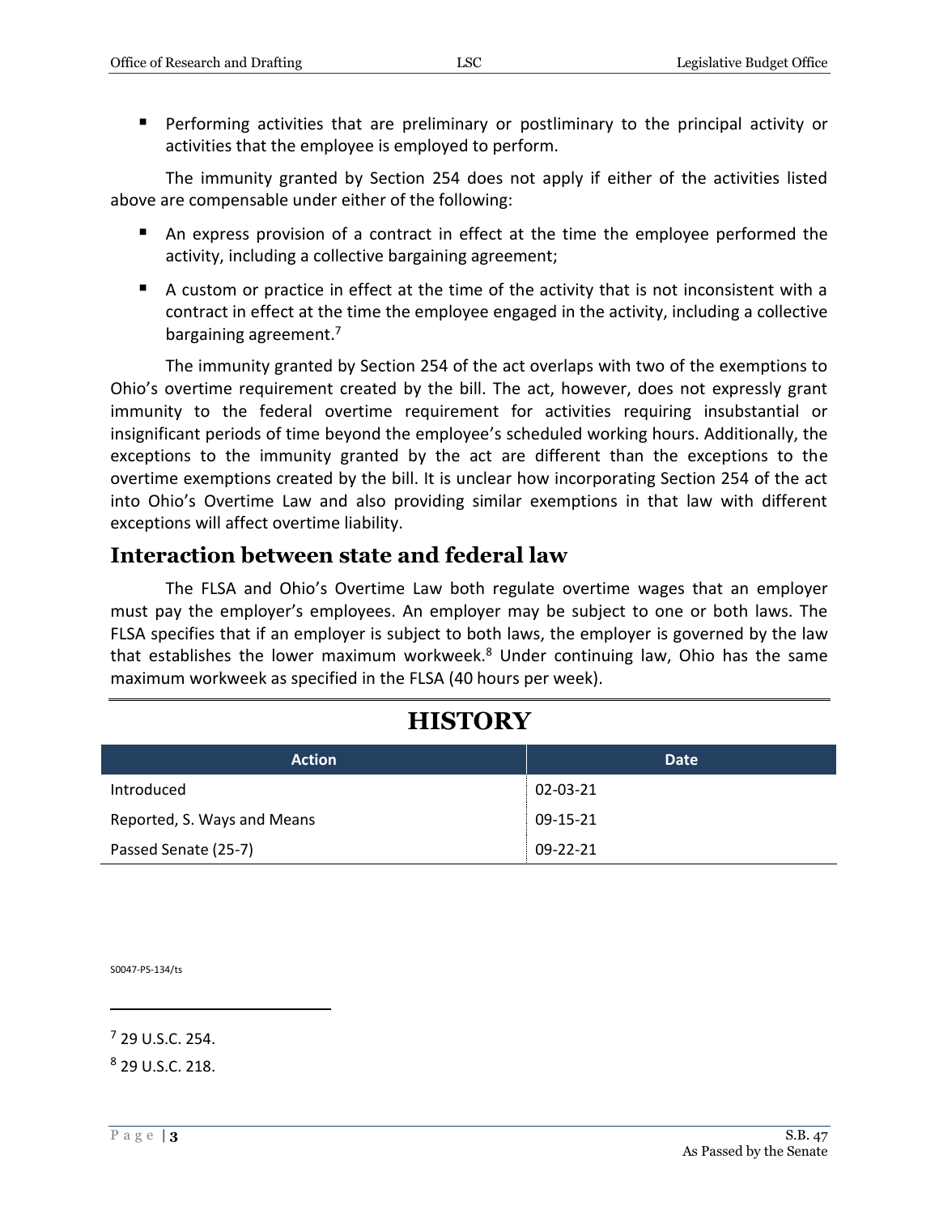- Performing activities that are preliminary or postliminary to the principal activity or activities that the employee is employed to perform.

The immunity granted by Section 254 does not apply if either of the activities listed above are compensable under either of the following:

- An express provision of a contract in effect at the time the employee performed the activity, including a collective bargaining agreement;
- A custom or practice in effect at the time of the activity that is not inconsistent with a contract in effect at the time the employee engaged in the activity, including a collective bargaining agreement.[7]

The immunity granted by Section 254 of the act overlaps with two of the exemptions to Ohio's overtime requirement created by the bill. The act, however, does not expressly grant immunity to the federal overtime requirement for activities requiring insubstantial or insignificant periods of time beyond the employee's scheduled working hours. Additionally, the exceptions to the immunity granted by the act are different than the exceptions to the overtime exemptions created by the bill. It is unclear how incorporating Section 254 of the act into Ohio's Overtime Law and also providing similar exemptions in that law with different exceptions will affect overtime liability.

## Interaction between state and federal law

The FLSA and Ohio's Overtime Law both regulate overtime wages that an employer must pay the employer's employees. An employer may be subject to one or both laws. The FLSA specifies that if an employer is subject to both laws, the employer is governed by the law that establishes the lower maximum workweek.[8] Under continuing law, Ohio has the same maximum workweek as specified in the FLSA (40 hours per week).

# HISTORY

| Action | Date |
|---|---|
| Introduced | 02-03-21 |
| Reported, S. Ways and Means | 09-15-21 |
| Passed Senate (25-7) | 09-22-21 |

S0047-PS-134/ts

[7] 29 U.S.C. 254.

[8] 29 U.S.C. 218.